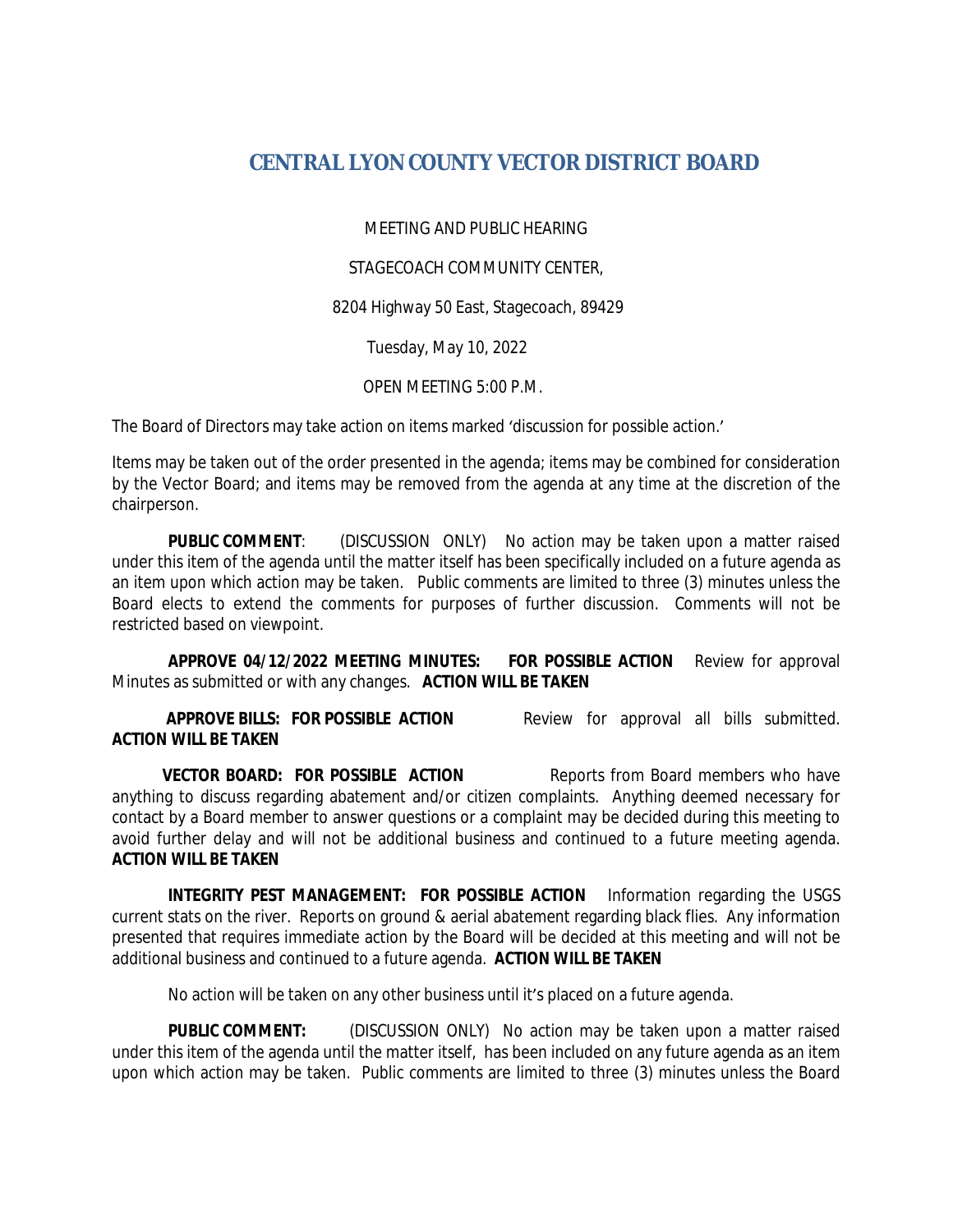# CENTRAL LYON COUNTY VECTOR DISTRICT BOARD

MEETING AND PUBLIC HEARING

STAGECOACH COMMUNITY CENTER,

8204 Highway 50 East, Stagecoach, 89429

Tuesday, May 10, 2022

OPEN MEETING 5:00 P.M.

The Board of Directors may take action on items marked 'discussion for possible action.'

Items may be taken out of the order presented in the agenda; items may be combined for consideration by the Vector Board; and items may be removed from the agenda at any time at the discretion of the chairperson.

**PUBLIC COMMENT**: (DISCUSSION ONLY) No action may be taken upon a matter raised under this item of the agenda until the matter itself has been specifically included on a future agenda as an item upon which action may be taken. Public comments are limited to three (3) minutes unless the Board elects to extend the comments for purposes of further discussion. Comments will not be restricted based on viewpoint.

**APPROVE 04/12/2022 MEETING MINUTES: FOR POSSIBLE ACTION** Review for approval Minutes as submitted or with any changes. **ACTION WILL BE TAKEN**

**APPROVE BILLS: FOR POSSIBLE ACTION** Review for approval all bills submitted. **ACTION WILL BE TAKEN**

**VECTOR BOARD: FOR POSSIBLE ACTION** Reports from Board members who have anything to discuss regarding abatement and/or citizen complaints. Anything deemed necessary for contact by a Board member to answer questions or a complaint may be decided during this meeting to avoid further delay and will not be additional business and continued to a future meeting agenda. **ACTION WILL BE TAKEN**

**INTEGRITY PEST MANAGEMENT: FOR POSSIBLE ACTION** Information regarding the USGS current stats on the river. Reports on ground & aerial abatement regarding black flies. Any information presented that requires immediate action by the Board will be decided at this meeting and will not be additional business and continued to a future agenda. **ACTION WILL BE TAKEN**

No action will be taken on any other business until it's placed on a future agenda.

**PUBLIC COMMENT:** (DISCUSSION ONLY) No action may be taken upon a matter raised under this item of the agenda until the matter itself, has been included on any future agenda as an item upon which action may be taken. Public comments are limited to three (3) minutes unless the Board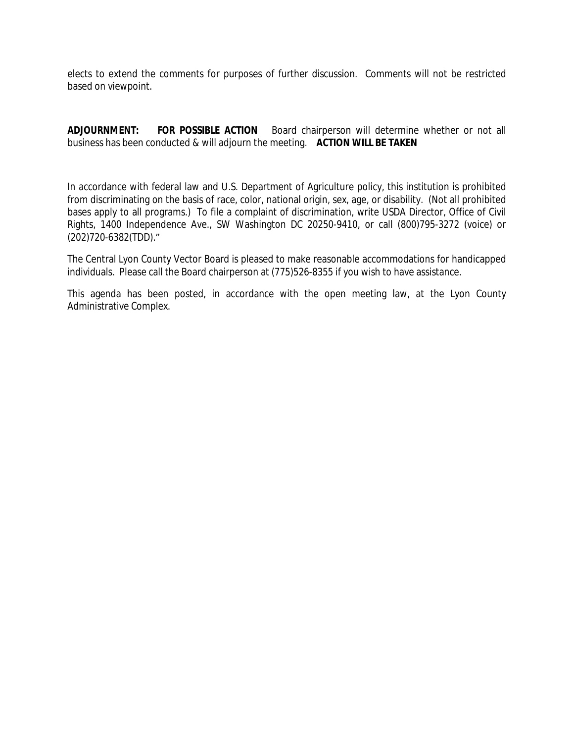elects to extend the comments for purposes of further discussion. Comments will not be restricted based on viewpoint.

**ADJOURNMENT: FOR POSSIBLE ACTION** Board chairperson will determine whether or not all business has been conducted & will adjourn the meeting. **ACTION WILL BE TAKEN**

In accordance with federal law and U.S. Department of Agriculture policy, this institution is prohibited from discriminating on the basis of race, color, national origin, sex, age, or disability. (Not all prohibited bases apply to all programs.) To file a complaint of discrimination, write USDA Director, Office of Civil Rights, 1400 Independence Ave., SW Washington DC 20250-9410, or call (800)795-3272 (voice) or (202)720-6382(TDD)."

The Central Lyon County Vector Board is pleased to make reasonable accommodations for handicapped individuals. Please call the Board chairperson at (775)526-8355 if you wish to have assistance.

This agenda has been posted, in accordance with the open meeting law, at the Lyon County Administrative Complex.